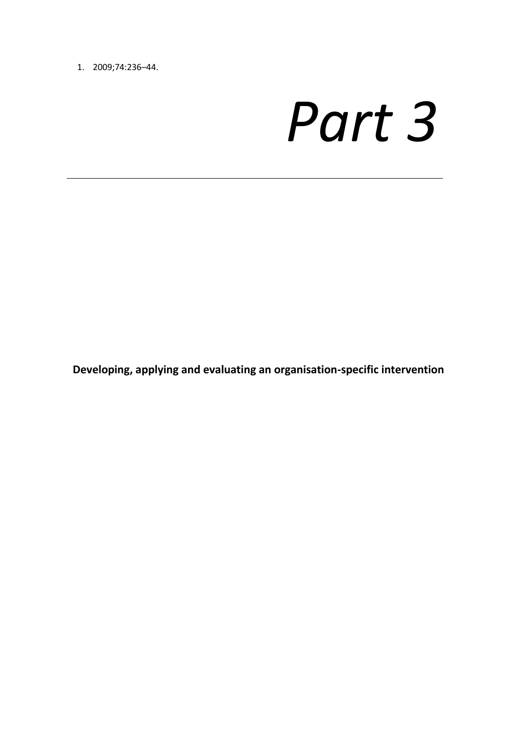1. 2009;74:236–44.

# *Part 3*

---

**Developing, applying and evaluating an organisation-specific intervention**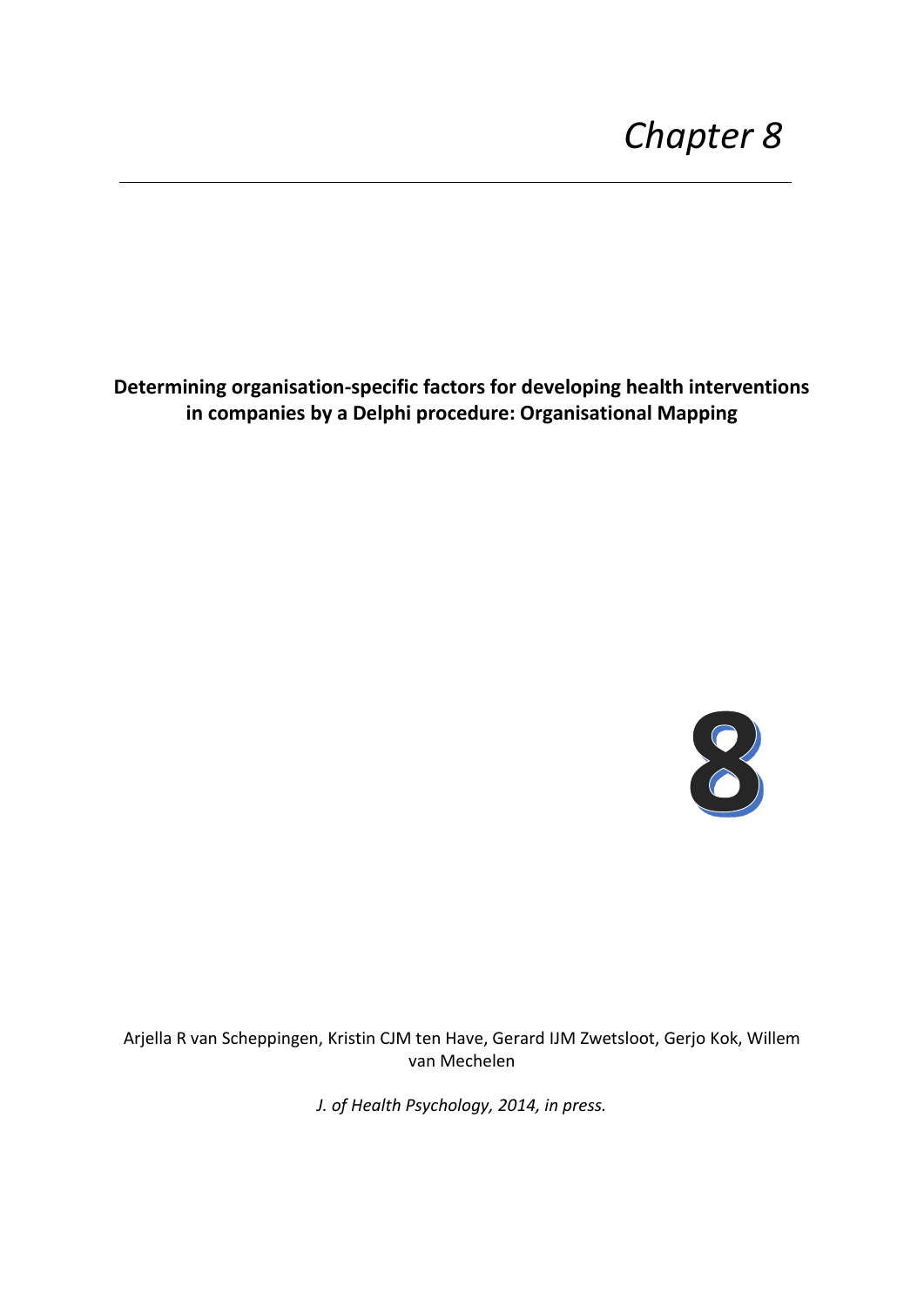# Chapter 8

**Determining organisation-specific factors for developing health interventions in companies by a Delphi procedure: Organisational Mapping**

8

Arjella R van Scheppingen, Kristin CJM ten Have, Gerard IJM Zwetsloot, Gerjo Kok, Willem van Mechelen

*J. of Health Psychology, 2014, in press.*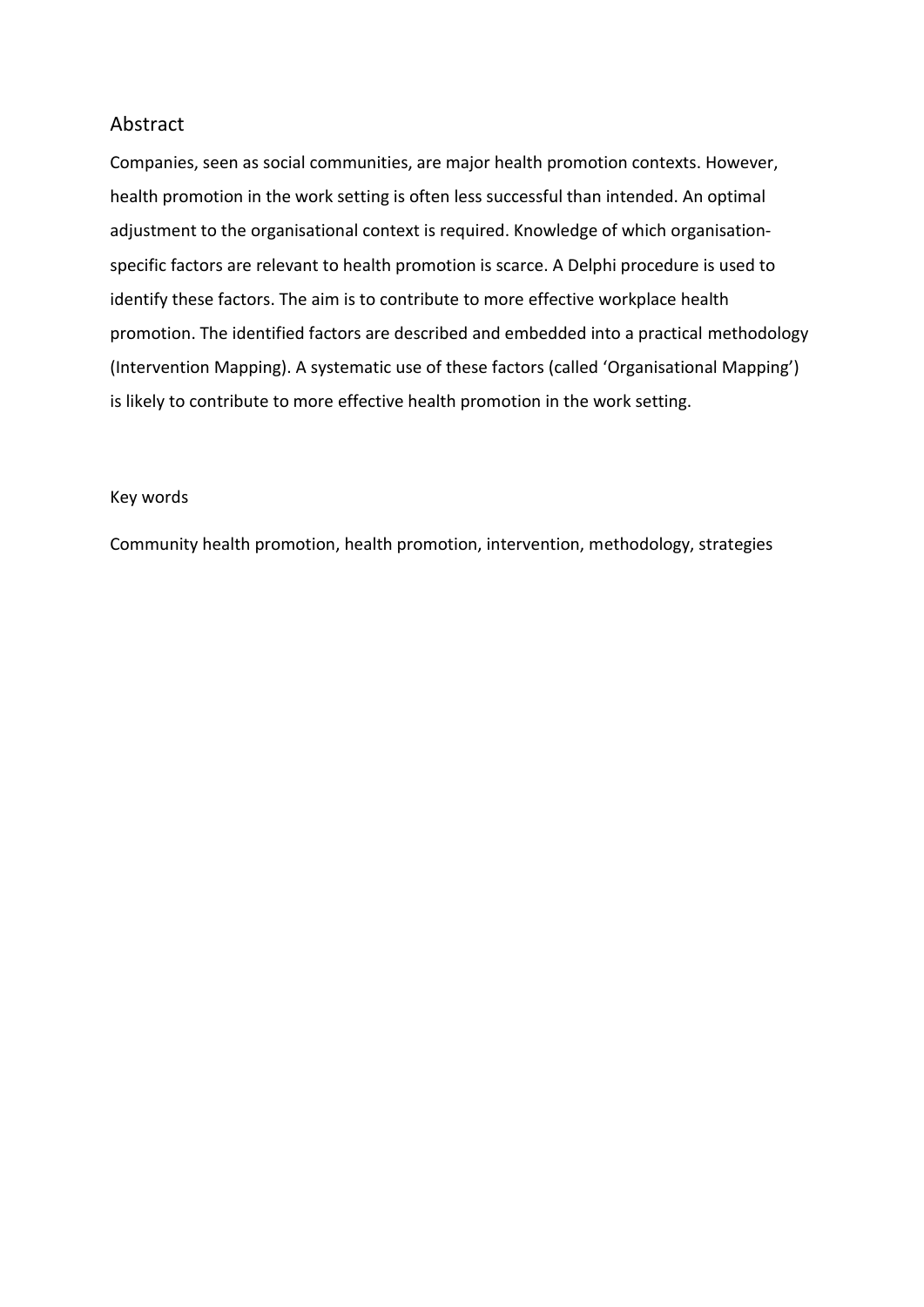## Abstract

Companies, seen as social communities, are major health promotion contexts. However, health promotion in the work setting is often less successful than intended. An optimal adjustment to the organisational context is required. Knowledge of which organisation-specific factors are relevant to health promotion is scarce. A Delphi procedure is used to identify these factors. The aim is to contribute to more effective workplace health promotion. The identified factors are described and embedded into a practical methodology (Intervention Mapping). A systematic use of these factors (called 'Organisational Mapping') is likely to contribute to more effective health promotion in the work setting.

Key words

Community health promotion, health promotion, intervention, methodology, strategies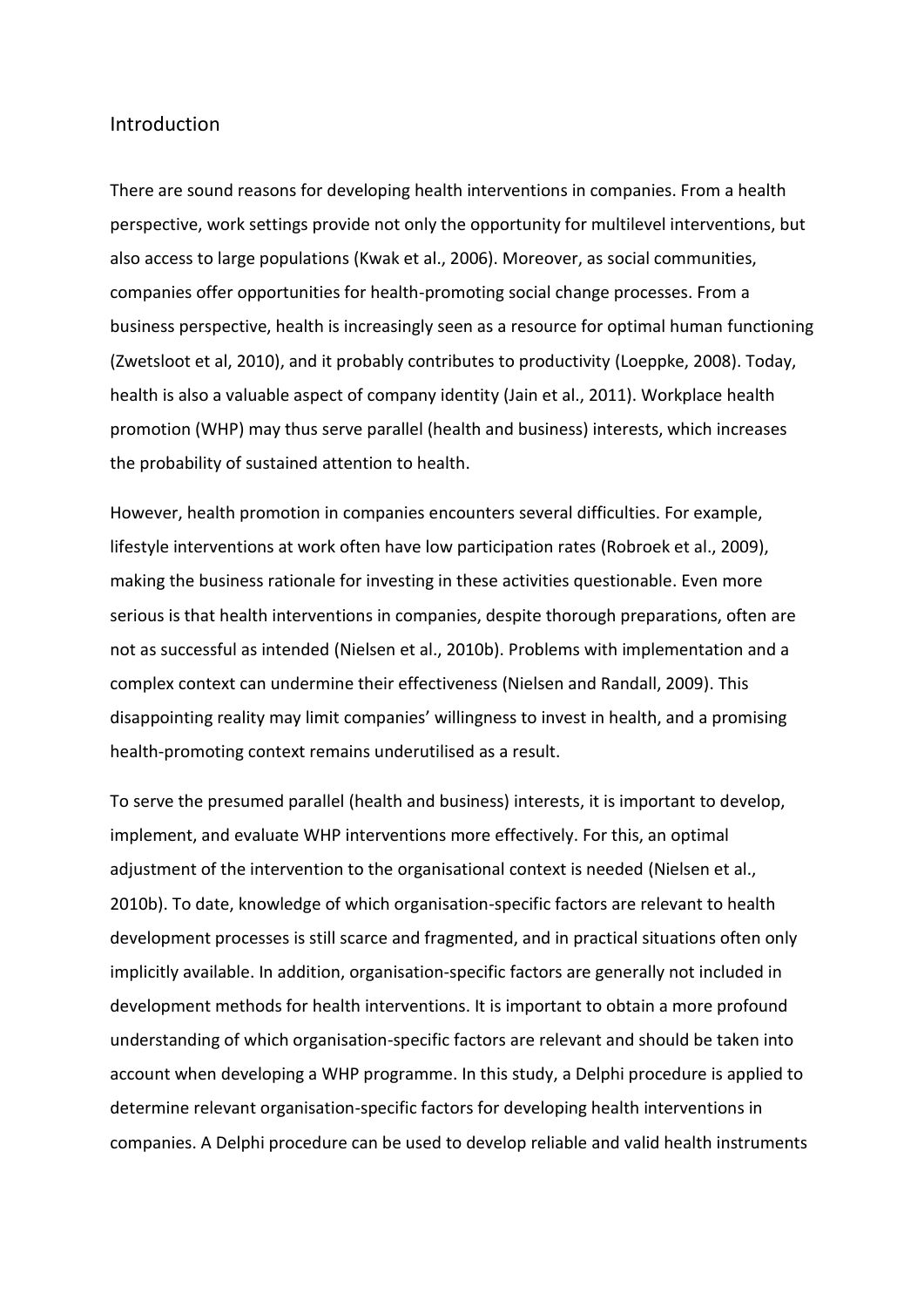## Introduction

There are sound reasons for developing health interventions in companies. From a health perspective, work settings provide not only the opportunity for multilevel interventions, but also access to large populations (Kwak et al., 2006). Moreover, as social communities, companies offer opportunities for health-promoting social change processes. From a business perspective, health is increasingly seen as a resource for optimal human functioning (Zwetsloot et al, 2010), and it probably contributes to productivity (Loeppke, 2008). Today, health is also a valuable aspect of company identity (Jain et al., 2011). Workplace health promotion (WHP) may thus serve parallel (health and business) interests, which increases the probability of sustained attention to health.

However, health promotion in companies encounters several difficulties. For example, lifestyle interventions at work often have low participation rates (Robroek et al., 2009), making the business rationale for investing in these activities questionable. Even more serious is that health interventions in companies, despite thorough preparations, often are not as successful as intended (Nielsen et al., 2010b). Problems with implementation and a complex context can undermine their effectiveness (Nielsen and Randall, 2009). This disappointing reality may limit companies' willingness to invest in health, and a promising health-promoting context remains underutilised as a result.

To serve the presumed parallel (health and business) interests, it is important to develop, implement, and evaluate WHP interventions more effectively. For this, an optimal adjustment of the intervention to the organisational context is needed (Nielsen et al., 2010b). To date, knowledge of which organisation-specific factors are relevant to health development processes is still scarce and fragmented, and in practical situations often only implicitly available. In addition, organisation-specific factors are generally not included in development methods for health interventions. It is important to obtain a more profound understanding of which organisation-specific factors are relevant and should be taken into account when developing a WHP programme. In this study, a Delphi procedure is applied to determine relevant organisation-specific factors for developing health interventions in companies. A Delphi procedure can be used to develop reliable and valid health instruments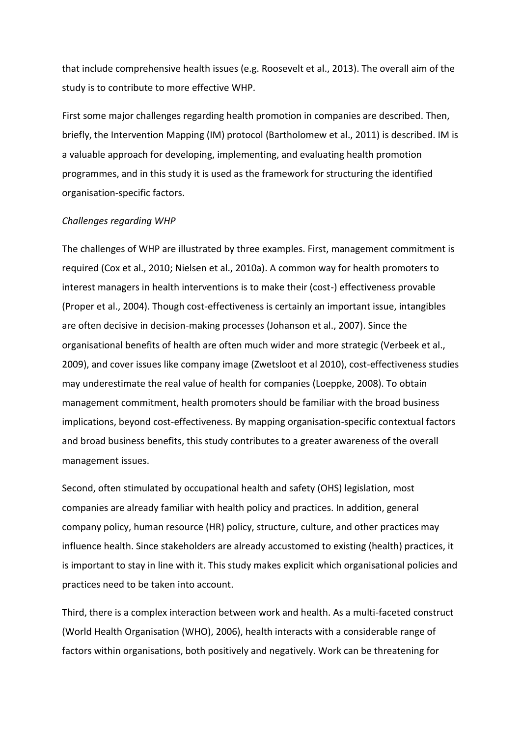that include comprehensive health issues (e.g. Roosevelt et al., 2013). The overall aim of the study is to contribute to more effective WHP.

First some major challenges regarding health promotion in companies are described. Then, briefly, the Intervention Mapping (IM) protocol (Bartholomew et al., 2011) is described. IM is a valuable approach for developing, implementing, and evaluating health promotion programmes, and in this study it is used as the framework for structuring the identified organisation-specific factors.

*Challenges regarding WHP*

The challenges of WHP are illustrated by three examples. First, management commitment is required (Cox et al., 2010; Nielsen et al., 2010a). A common way for health promoters to interest managers in health interventions is to make their (cost-) effectiveness provable (Proper et al., 2004). Though cost-effectiveness is certainly an important issue, intangibles are often decisive in decision-making processes (Johanson et al., 2007). Since the organisational benefits of health are often much wider and more strategic (Verbeek et al., 2009), and cover issues like company image (Zwetsloot et al 2010), cost-effectiveness studies may underestimate the real value of health for companies (Loeppke, 2008). To obtain management commitment, health promoters should be familiar with the broad business implications, beyond cost-effectiveness. By mapping organisation-specific contextual factors and broad business benefits, this study contributes to a greater awareness of the overall management issues.

Second, often stimulated by occupational health and safety (OHS) legislation, most companies are already familiar with health policy and practices. In addition, general company policy, human resource (HR) policy, structure, culture, and other practices may influence health. Since stakeholders are already accustomed to existing (health) practices, it is important to stay in line with it. This study makes explicit which organisational policies and practices need to be taken into account.

Third, there is a complex interaction between work and health. As a multi-faceted construct (World Health Organisation (WHO), 2006), health interacts with a considerable range of factors within organisations, both positively and negatively. Work can be threatening for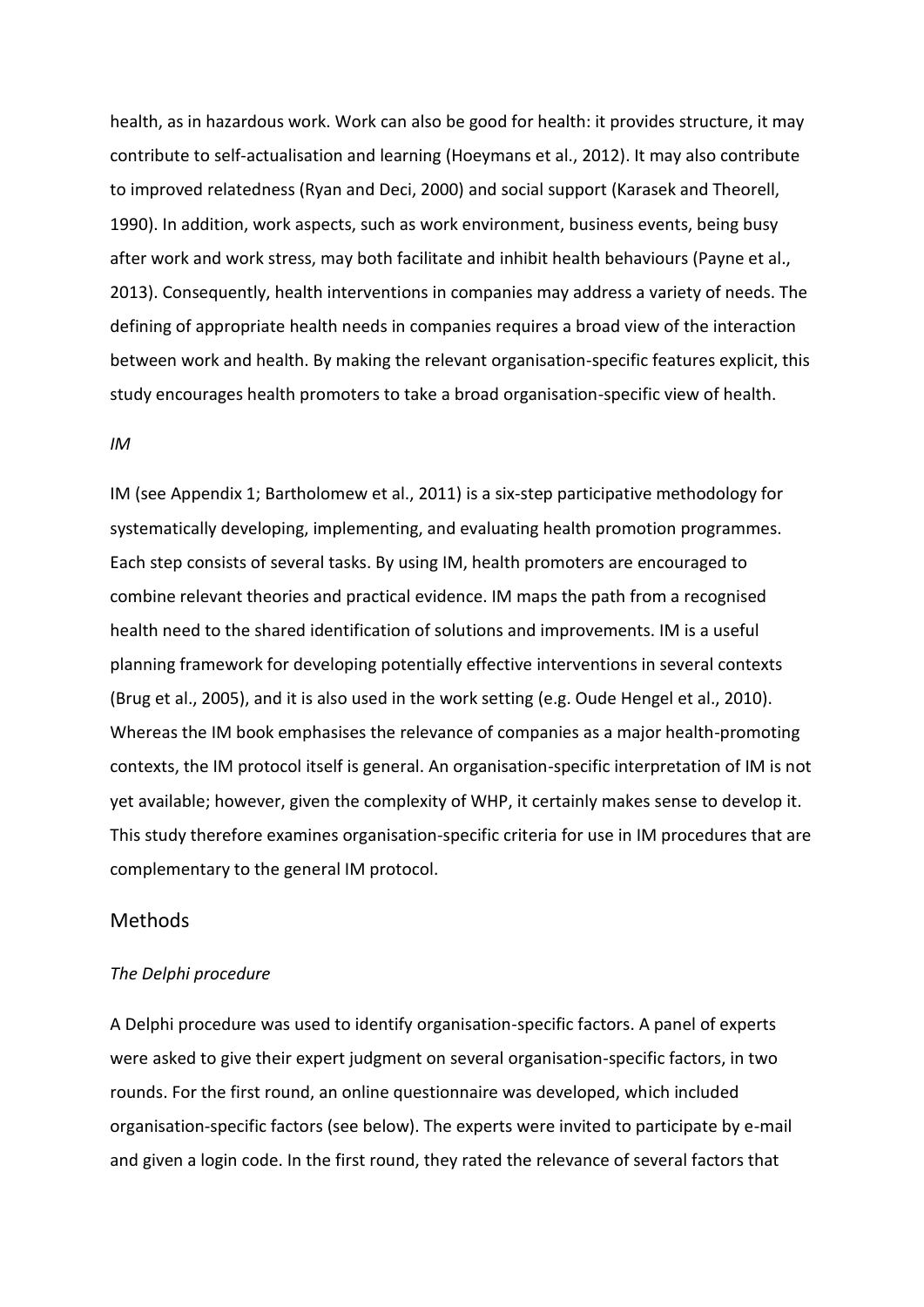health, as in hazardous work. Work can also be good for health: it provides structure, it may contribute to self-actualisation and learning (Hoeymans et al., 2012). It may also contribute to improved relatedness (Ryan and Deci, 2000) and social support (Karasek and Theorell, 1990). In addition, work aspects, such as work environment, business events, being busy after work and work stress, may both facilitate and inhibit health behaviours (Payne et al., 2013). Consequently, health interventions in companies may address a variety of needs. The defining of appropriate health needs in companies requires a broad view of the interaction between work and health. By making the relevant organisation-specific features explicit, this study encourages health promoters to take a broad organisation-specific view of health.

*IM*

IM (see Appendix 1; Bartholomew et al., 2011) is a six-step participative methodology for systematically developing, implementing, and evaluating health promotion programmes. Each step consists of several tasks. By using IM, health promoters are encouraged to combine relevant theories and practical evidence. IM maps the path from a recognised health need to the shared identification of solutions and improvements. IM is a useful planning framework for developing potentially effective interventions in several contexts (Brug et al., 2005), and it is also used in the work setting (e.g. Oude Hengel et al., 2010). Whereas the IM book emphasises the relevance of companies as a major health-promoting contexts, the IM protocol itself is general. An organisation-specific interpretation of IM is not yet available; however, given the complexity of WHP, it certainly makes sense to develop it. This study therefore examines organisation-specific criteria for use in IM procedures that are complementary to the general IM protocol.

## Methods

*The Delphi procedure*

A Delphi procedure was used to identify organisation-specific factors. A panel of experts were asked to give their expert judgment on several organisation-specific factors, in two rounds. For the first round, an online questionnaire was developed, which included organisation-specific factors (see below). The experts were invited to participate by e-mail and given a login code. In the first round, they rated the relevance of several factors that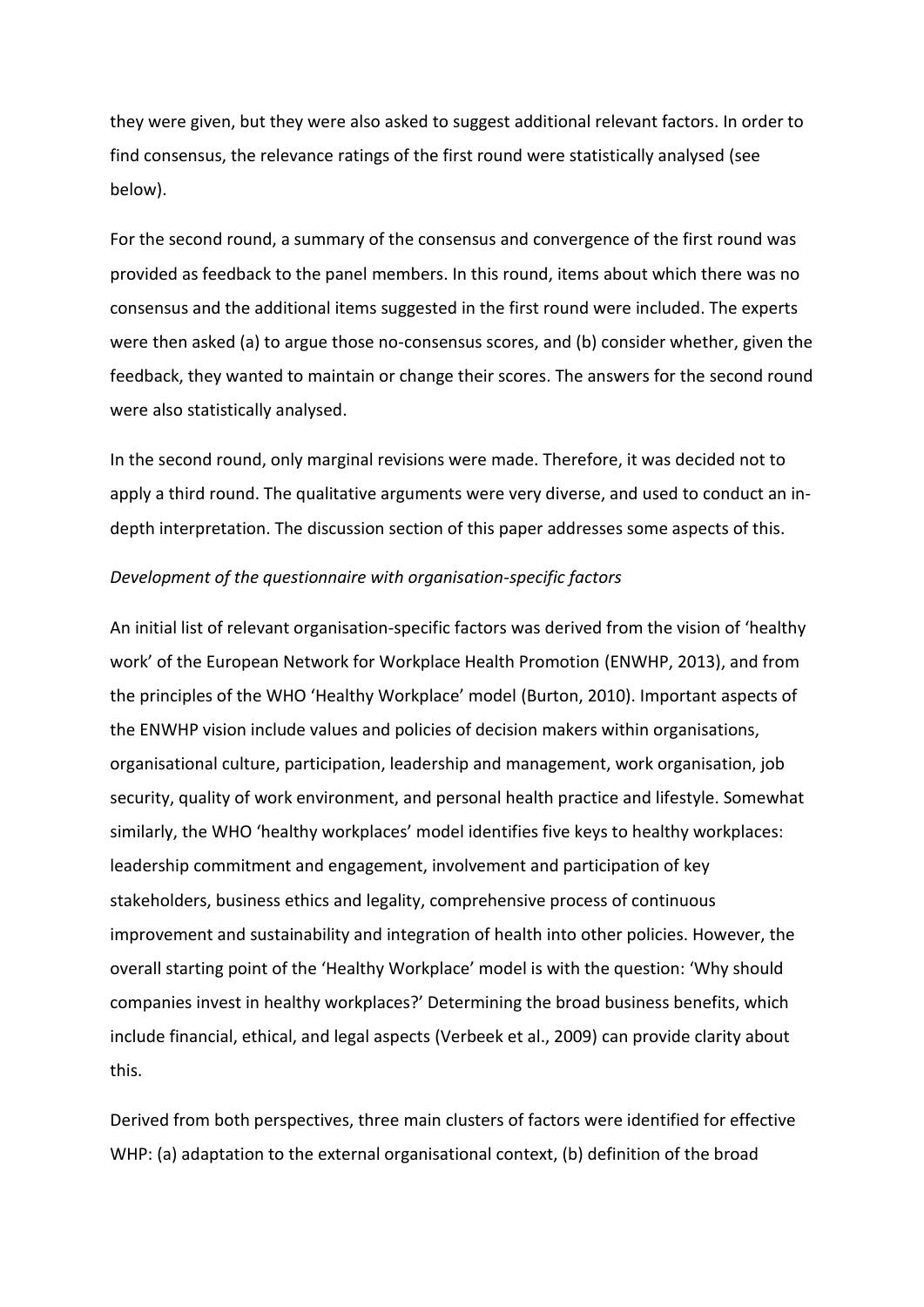they were given, but they were also asked to suggest additional relevant factors. In order to find consensus, the relevance ratings of the first round were statistically analysed (see below).

For the second round, a summary of the consensus and convergence of the first round was provided as feedback to the panel members. In this round, items about which there was no consensus and the additional items suggested in the first round were included. The experts were then asked (a) to argue those no-consensus scores, and (b) consider whether, given the feedback, they wanted to maintain or change their scores. The answers for the second round were also statistically analysed.

In the second round, only marginal revisions were made. Therefore, it was decided not to apply a third round. The qualitative arguments were very diverse, and used to conduct an in-depth interpretation. The discussion section of this paper addresses some aspects of this.

*Development of the questionnaire with organisation-specific factors*

An initial list of relevant organisation-specific factors was derived from the vision of 'healthy work' of the European Network for Workplace Health Promotion (ENWHP, 2013), and from the principles of the WHO 'Healthy Workplace' model (Burton, 2010). Important aspects of the ENWHP vision include values and policies of decision makers within organisations, organisational culture, participation, leadership and management, work organisation, job security, quality of work environment, and personal health practice and lifestyle. Somewhat similarly, the WHO 'healthy workplaces' model identifies five keys to healthy workplaces: leadership commitment and engagement, involvement and participation of key stakeholders, business ethics and legality, comprehensive process of continuous improvement and sustainability and integration of health into other policies. However, the overall starting point of the 'Healthy Workplace' model is with the question: 'Why should companies invest in healthy workplaces?' Determining the broad business benefits, which include financial, ethical, and legal aspects (Verbeek et al., 2009) can provide clarity about this.

Derived from both perspectives, three main clusters of factors were identified for effective WHP: (a) adaptation to the external organisational context, (b) definition of the broad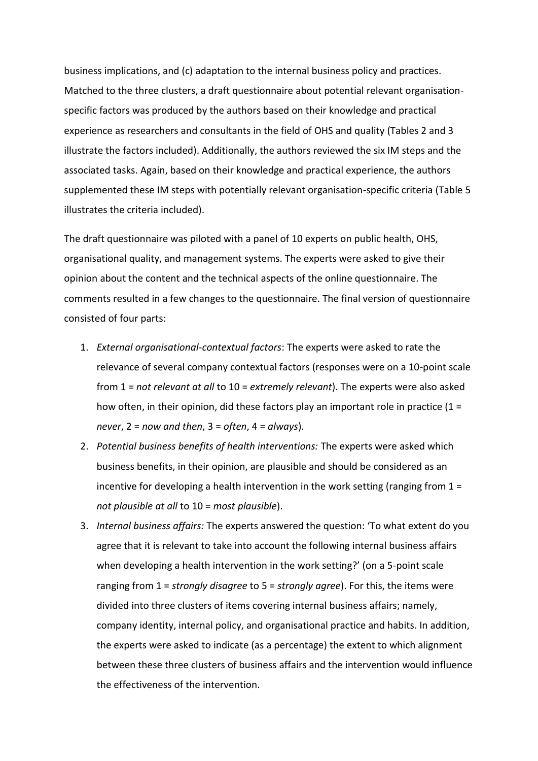business implications, and (c) adaptation to the internal business policy and practices. Matched to the three clusters, a draft questionnaire about potential relevant organisation-specific factors was produced by the authors based on their knowledge and practical experience as researchers and consultants in the field of OHS and quality (Tables 2 and 3 illustrate the factors included). Additionally, the authors reviewed the six IM steps and the associated tasks. Again, based on their knowledge and practical experience, the authors supplemented these IM steps with potentially relevant organisation-specific criteria (Table 5 illustrates the criteria included).

The draft questionnaire was piloted with a panel of 10 experts on public health, OHS, organisational quality, and management systems. The experts were asked to give their opinion about the content and the technical aspects of the online questionnaire. The comments resulted in a few changes to the questionnaire. The final version of questionnaire consisted of four parts:

1. *External organisational-contextual factors*: The experts were asked to rate the relevance of several company contextual factors (responses were on a 10-point scale from 1 = *not relevant at all* to 10 = *extremely relevant*). The experts were also asked how often, in their opinion, did these factors play an important role in practice (1 = *never*, 2 = *now and then*, 3 = *often*, 4 = *always*).
2. *Potential business benefits of health interventions:* The experts were asked which business benefits, in their opinion, are plausible and should be considered as an incentive for developing a health intervention in the work setting (ranging from 1 = *not plausible at all* to 10 = *most plausible*).
3. *Internal business affairs:* The experts answered the question: 'To what extent do you agree that it is relevant to take into account the following internal business affairs when developing a health intervention in the work setting?' (on a 5-point scale ranging from 1 = *strongly disagree* to 5 = *strongly agree*). For this, the items were divided into three clusters of items covering internal business affairs; namely, company identity, internal policy, and organisational practice and habits. In addition, the experts were asked to indicate (as a percentage) the extent to which alignment between these three clusters of business affairs and the intervention would influence the effectiveness of the intervention.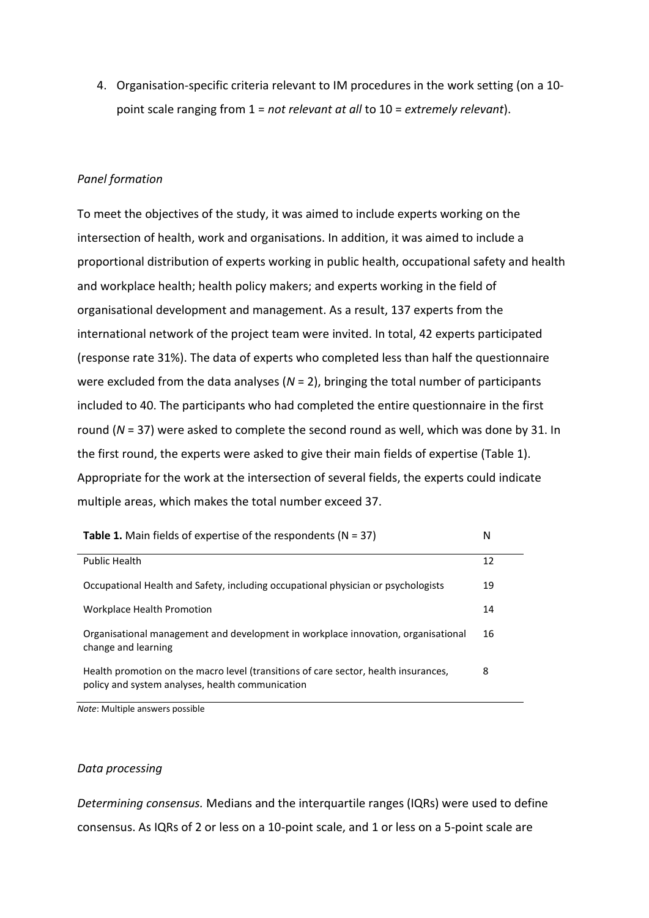4. Organisation-specific criteria relevant to IM procedures in the work setting (on a 10-point scale ranging from 1 = *not relevant at all* to 10 = *extremely relevant*).

*Panel formation*

To meet the objectives of the study, it was aimed to include experts working on the intersection of health, work and organisations. In addition, it was aimed to include a proportional distribution of experts working in public health, occupational safety and health and workplace health; health policy makers; and experts working in the field of organisational development and management. As a result, 137 experts from the international network of the project team were invited. In total, 42 experts participated (response rate 31%). The data of experts who completed less than half the questionnaire were excluded from the data analyses ($N$ = 2), bringing the total number of participants included to 40. The participants who had completed the entire questionnaire in the first round ($N$ = 37) were asked to complete the second round as well, which was done by 31. In the first round, the experts were asked to give their main fields of expertise (Table 1). Appropriate for the work at the intersection of several fields, the experts could indicate multiple areas, which makes the total number exceed 37.

| **Table 1.** Main fields of expertise of the respondents (N = 37) | N |
|---|---|
| Public Health | 12 |
| Occupational Health and Safety, including occupational physician or psychologists | 19 |
| Workplace Health Promotion | 14 |
| Organisational management and development in workplace innovation, organisational change and learning | 16 |
| Health promotion on the macro level (transitions of care sector, health insurances, policy and system analyses, health communication | 8 |

*Note*: Multiple answers possible

*Data processing*

*Determining consensus.* Medians and the interquartile ranges (IQRs) were used to define consensus. As IQRs of 2 or less on a 10-point scale, and 1 or less on a 5-point scale are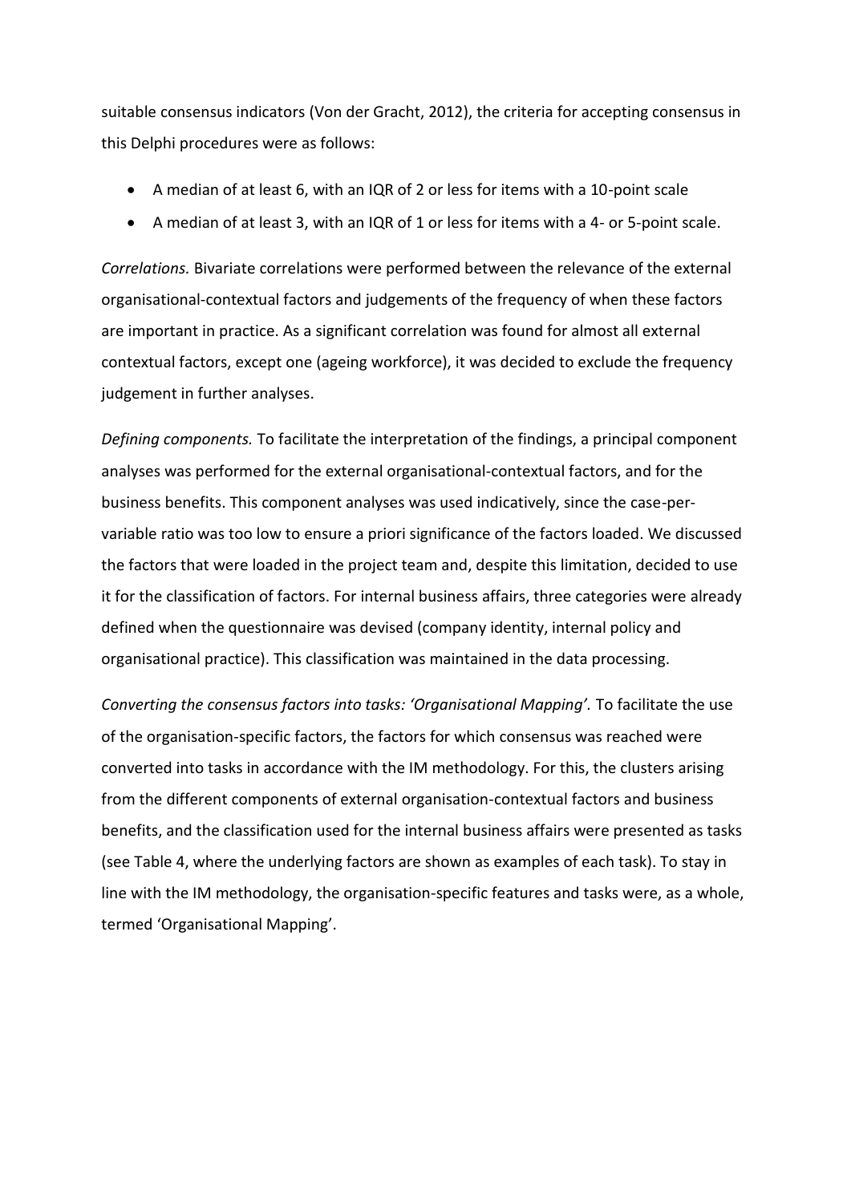suitable consensus indicators (Von der Gracht, 2012), the criteria for accepting consensus in this Delphi procedures were as follows:

- A median of at least 6, with an IQR of 2 or less for items with a 10-point scale
- A median of at least 3, with an IQR of 1 or less for items with a 4- or 5-point scale.

*Correlations.* Bivariate correlations were performed between the relevance of the external organisational-contextual factors and judgements of the frequency of when these factors are important in practice. As a significant correlation was found for almost all external contextual factors, except one (ageing workforce), it was decided to exclude the frequency judgement in further analyses.

*Defining components.* To facilitate the interpretation of the findings, a principal component analyses was performed for the external organisational-contextual factors, and for the business benefits. This component analyses was used indicatively, since the case-per-variable ratio was too low to ensure a priori significance of the factors loaded. We discussed the factors that were loaded in the project team and, despite this limitation, decided to use it for the classification of factors. For internal business affairs, three categories were already defined when the questionnaire was devised (company identity, internal policy and organisational practice). This classification was maintained in the data processing.

*Converting the consensus factors into tasks: 'Organisational Mapping'.* To facilitate the use of the organisation-specific factors, the factors for which consensus was reached were converted into tasks in accordance with the IM methodology. For this, the clusters arising from the different components of external organisation-contextual factors and business benefits, and the classification used for the internal business affairs were presented as tasks (see Table 4, where the underlying factors are shown as examples of each task). To stay in line with the IM methodology, the organisation-specific features and tasks were, as a whole, termed 'Organisational Mapping'.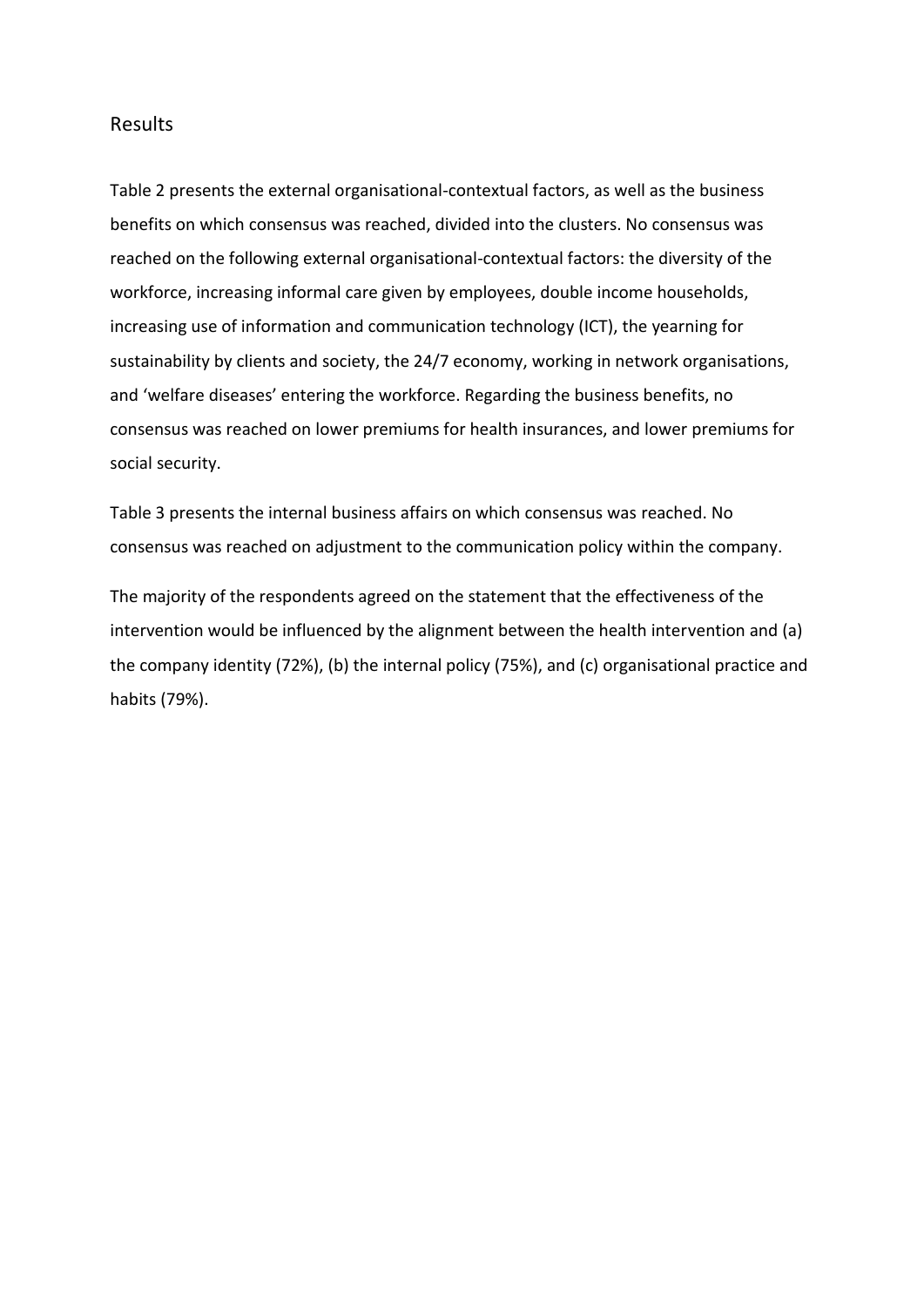## Results

Table 2 presents the external organisational-contextual factors, as well as the business benefits on which consensus was reached, divided into the clusters. No consensus was reached on the following external organisational-contextual factors: the diversity of the workforce, increasing informal care given by employees, double income households, increasing use of information and communication technology (ICT), the yearning for sustainability by clients and society, the 24/7 economy, working in network organisations, and 'welfare diseases' entering the workforce. Regarding the business benefits, no consensus was reached on lower premiums for health insurances, and lower premiums for social security.

Table 3 presents the internal business affairs on which consensus was reached. No consensus was reached on adjustment to the communication policy within the company.

The majority of the respondents agreed on the statement that the effectiveness of the intervention would be influenced by the alignment between the health intervention and (a) the company identity (72%), (b) the internal policy (75%), and (c) organisational practice and habits (79%).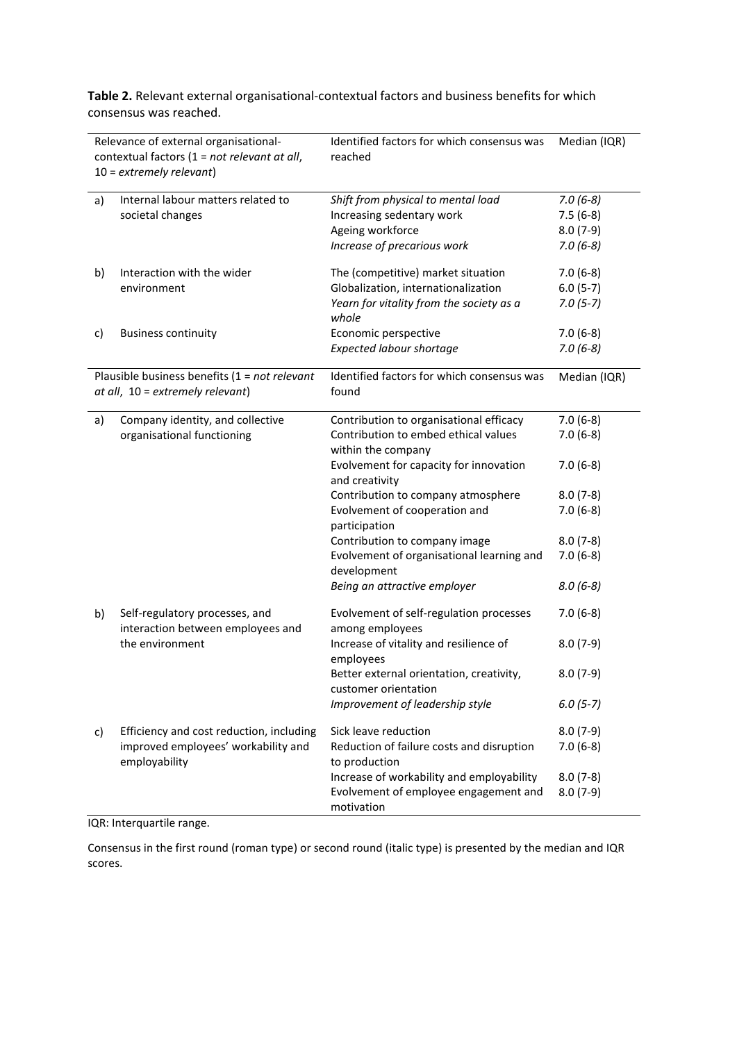**Table 2.** Relevant external organisational-contextual factors and business benefits for which consensus was reached.

| Relevance of external organisational-contextual factors (1 = *not relevant at all*, 10 = *extremely relevant*) | | Identified factors for which consensus was reached | Median (IQR) |
|---|---|---|---|
| a) | Internal labour matters related to societal changes | *Shift from physical to mental load* | *7.0 (6-8)* |
| | | Increasing sedentary work | 7.5 (6-8) |
| | | Ageing workforce | 8.0 (7-9) |
| | | *Increase of precarious work* | *7.0 (6-8)* |
| b) | Interaction with the wider environment | The (competitive) market situation | 7.0 (6-8) |
| | | Globalization, internationalization | 6.0 (5-7) |
| | | *Yearn for vitality from the society as a whole* | *7.0 (5-7)* |
| c) | Business continuity | Economic perspective | 7.0 (6-8) |
| | | *Expected labour shortage* | *7.0 (6-8)* |
| **Plausible business benefits (1 = *not relevant at all*, 10 = *extremely relevant*)** | | **Identified factors for which consensus was found** | **Median (IQR)** |
| a) | Company identity, and collective organisational functioning | Contribution to organisational efficacy | 7.0 (6-8) |
| | | Contribution to embed ethical values within the company | 7.0 (6-8) |
| | | Evolvement for capacity for innovation and creativity | 7.0 (6-8) |
| | | Contribution to company atmosphere | 8.0 (7-8) |
| | | Evolvement of cooperation and participation | 7.0 (6-8) |
| | | Contribution to company image | 8.0 (7-8) |
| | | Evolvement of organisational learning and development | 7.0 (6-8) |
| | | *Being an attractive employer* | *8.0 (6-8)* |
| b) | Self-regulatory processes, and interaction between employees and the environment | Evolvement of self-regulation processes among employees | 7.0 (6-8) |
| | | Increase of vitality and resilience of employees | 8.0 (7-9) |
| | | Better external orientation, creativity, customer orientation | 8.0 (7-9) |
| | | *Improvement of leadership style* | *6.0 (5-7)* |
| c) | Efficiency and cost reduction, including improved employees' workability and employability | Sick leave reduction | 8.0 (7-9) |
| | | Reduction of failure costs and disruption to production | 7.0 (6-8) |
| | | Increase of workability and employability | 8.0 (7-8) |
| | | Evolvement of employee engagement and motivation | 8.0 (7-9) |

IQR: Interquartile range.

Consensus in the first round (roman type) or second round (italic type) is presented by the median and IQR scores.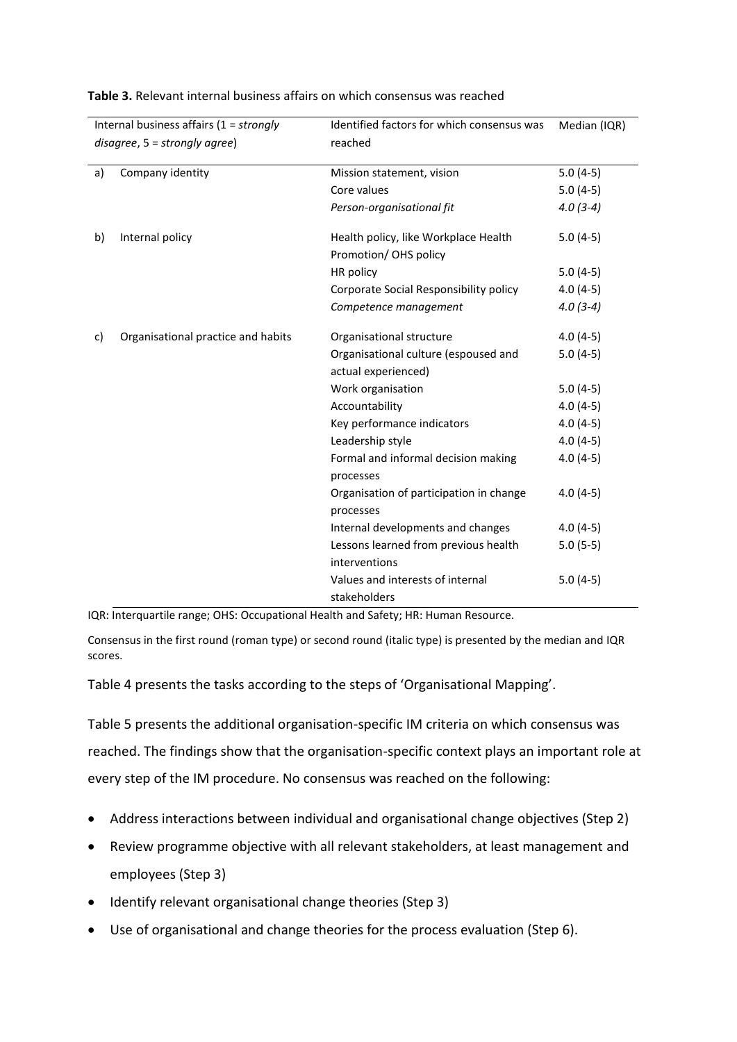**Table 3.** Relevant internal business affairs on which consensus was reached

| Internal business affairs (1 = *strongly disagree*, 5 = *strongly agree*) | | Identified factors for which consensus was reached | Median (IQR) |
|---|---|---|---|
| a) | Company identity | Mission statement, vision | 5.0 (4-5) |
| | | Core values | 5.0 (4-5) |
| | | *Person-organisational fit* | *4.0 (3-4)* |
| b) | Internal policy | Health policy, like Workplace Health Promotion/ OHS policy | 5.0 (4-5) |
| | | HR policy | 5.0 (4-5) |
| | | Corporate Social Responsibility policy | 4.0 (4-5) |
| | | *Competence management* | *4.0 (3-4)* |
| c) | Organisational practice and habits | Organisational structure | 4.0 (4-5) |
| | | Organisational culture (espoused and actual experienced) | 5.0 (4-5) |
| | | Work organisation | 5.0 (4-5) |
| | | Accountability | 4.0 (4-5) |
| | | Key performance indicators | 4.0 (4-5) |
| | | Leadership style | 4.0 (4-5) |
| | | Formal and informal decision making processes | 4.0 (4-5) |
| | | Organisation of participation in change processes | 4.0 (4-5) |
| | | Internal developments and changes | 4.0 (4-5) |
| | | Lessons learned from previous health interventions | 5.0 (5-5) |
| | | Values and interests of internal stakeholders | 5.0 (4-5) |

IQR: Interquartile range; OHS: Occupational Health and Safety; HR: Human Resource.

Consensus in the first round (roman type) or second round (italic type) is presented by the median and IQR scores.

Table 4 presents the tasks according to the steps of 'Organisational Mapping'.

Table 5 presents the additional organisation-specific IM criteria on which consensus was reached. The findings show that the organisation-specific context plays an important role at every step of the IM procedure. No consensus was reached on the following:

- Address interactions between individual and organisational change objectives (Step 2)
- Review programme objective with all relevant stakeholders, at least management and employees (Step 3)
- Identify relevant organisational change theories (Step 3)
- Use of organisational and change theories for the process evaluation (Step 6).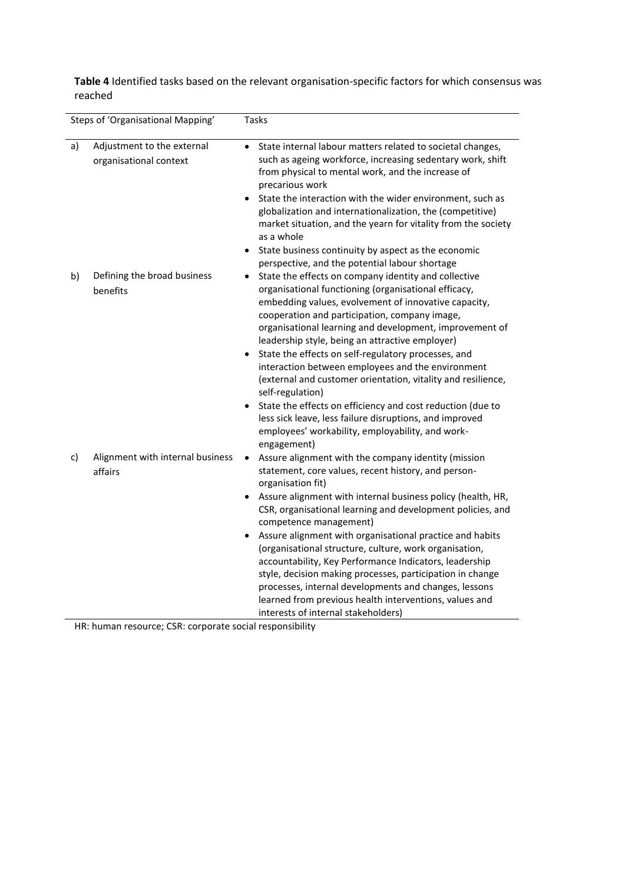**Table 4** Identified tasks based on the relevant organisation-specific factors for which consensus was reached

| Steps of 'Organisational Mapping' | Tasks |
|---|---|
| a) Adjustment to the external organisational context | • State internal labour matters related to societal changes, such as ageing workforce, increasing sedentary work, shift from physical to mental work, and the increase of precarious work<br>• State the interaction with the wider environment, such as globalization and internationalization, the (competitive) market situation, and the yearn for vitality from the society as a whole<br>• State business continuity by aspect as the economic perspective, and the potential labour shortage |
| b) Defining the broad business benefits | • State the effects on company identity and collective organisational functioning (organisational efficacy, embedding values, evolvement of innovative capacity, cooperation and participation, company image, organisational learning and development, improvement of leadership style, being an attractive employer)<br>• State the effects on self-regulatory processes, and interaction between employees and the environment (external and customer orientation, vitality and resilience, self-regulation)<br>• State the effects on efficiency and cost reduction (due to less sick leave, less failure disruptions, and improved employees' workability, employability, and work-engagement) |
| c) Alignment with internal business affairs | • Assure alignment with the company identity (mission statement, core values, recent history, and person-organisation fit)<br>• Assure alignment with internal business policy (health, HR, CSR, organisational learning and development policies, and competence management)<br>• Assure alignment with organisational practice and habits (organisational structure, culture, work organisation, accountability, Key Performance Indicators, leadership style, decision making processes, participation in change processes, internal developments and changes, lessons learned from previous health interventions, values and interests of internal stakeholders) |

HR: human resource; CSR: corporate social responsibility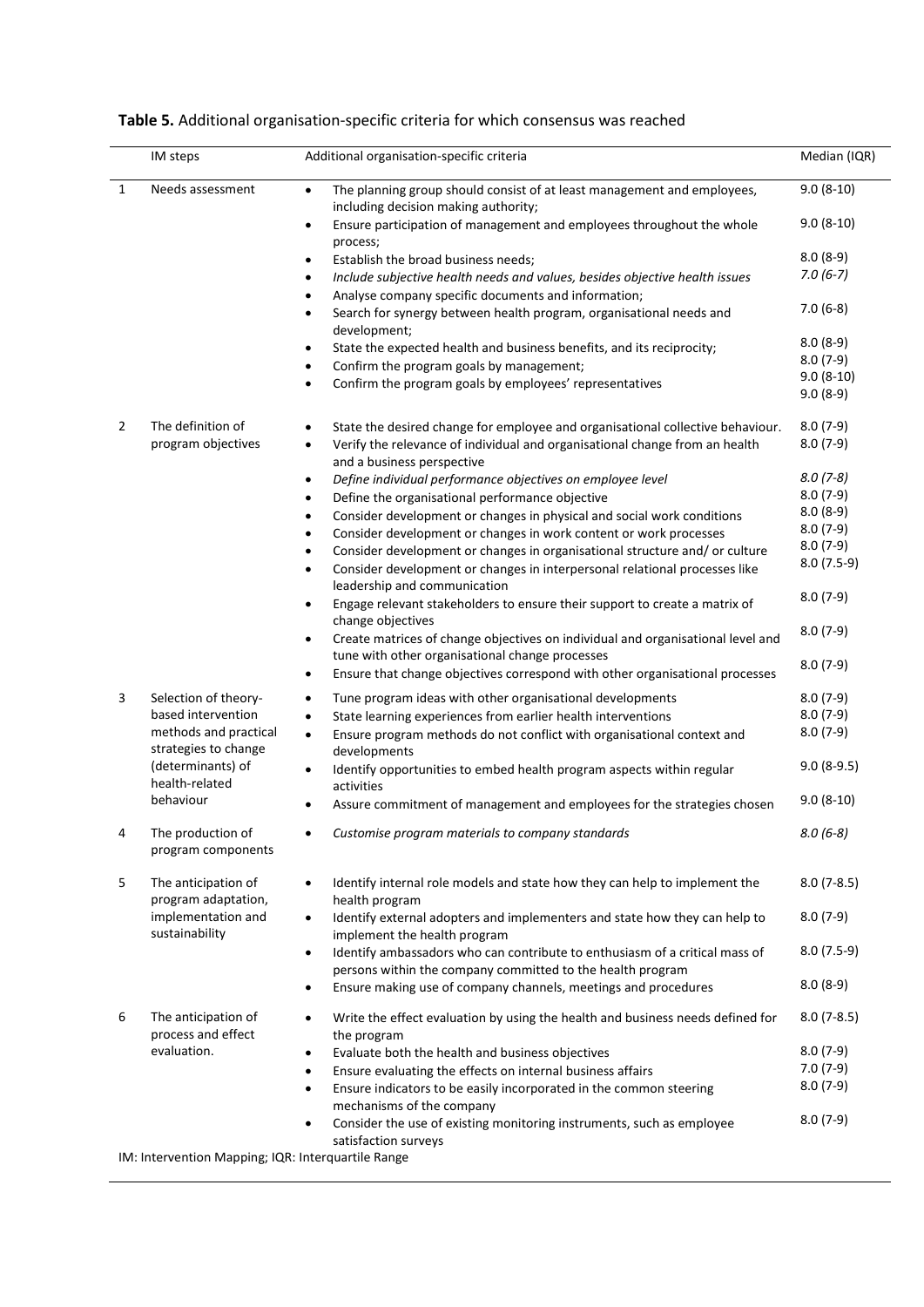**Table 5.** Additional organisation-specific criteria for which consensus was reached

| | IM steps | Additional organisation-specific criteria | Median (IQR) |
|---|---|---|---|
| 1 | Needs assessment | • The planning group should consist of at least management and employees, including decision making authority; | 9.0 (8-10) |
| | | • Ensure participation of management and employees throughout the whole process; | 9.0 (8-10) |
| | | • Establish the broad business needs; | 8.0 (8-9) |
| | | • *Include subjective health needs and values, besides objective health issues* | *7.0 (6-7)* |
| | | • Analyse company specific documents and information; | 7.0 (6-8) |
| | | • Search for synergy between health program, organisational needs and development; | 8.0 (8-9) |
| | | • State the expected health and business benefits, and its reciprocity; | 8.0 (7-9) |
| | | • Confirm the program goals by management; | 9.0 (8-10) |
| | | • Confirm the program goals by employees' representatives | 9.0 (8-9) |
| 2 | The definition of program objectives | • State the desired change for employee and organisational collective behaviour. | 8.0 (7-9) |
| | | • Verify the relevance of individual and organisational change from an health and a business perspective | 8.0 (7-9) |
| | | • *Define individual performance objectives on employee level* | *8.0 (7-8)* |
| | | • Define the organisational performance objective | 8.0 (7-9) |
| | | • Consider development or changes in physical and social work conditions | 8.0 (8-9) |
| | | • Consider development or changes in work content or work processes | 8.0 (7-9) |
| | | • Consider development or changes in organisational structure and/ or culture | 8.0 (7-9) |
| | | • Consider development or changes in interpersonal relational processes like leadership and communication | 8.0 (7.5-9) |
| | | • Engage relevant stakeholders to ensure their support to create a matrix of change objectives | 8.0 (7-9) |
| | | • Create matrices of change objectives on individual and organisational level and tune with other organisational change processes | 8.0 (7-9) |
| | | • Ensure that change objectives correspond with other organisational processes | 8.0 (7-9) |
| 3 | Selection of theory-based intervention methods and practical strategies to change (determinants) of health-related behaviour | • Tune program ideas with other organisational developments | 8.0 (7-9) |
| | | • State learning experiences from earlier health interventions | 8.0 (7-9) |
| | | • Ensure program methods do not conflict with organisational context and developments | 8.0 (7-9) |
| | | • Identify opportunities to embed health program aspects within regular activities | 9.0 (8-9.5) |
| | | • Assure commitment of management and employees for the strategies chosen | 9.0 (8-10) |
| 4 | The production of program components | • *Customise program materials to company standards* | *8.0 (6-8)* |
| 5 | The anticipation of program adaptation, implementation and sustainability | • Identify internal role models and state how they can help to implement the health program | 8.0 (7-8.5) |
| | | • Identify external adopters and implementers and state how they can help to implement the health program | 8.0 (7-9) |
| | | • Identify ambassadors who can contribute to enthusiasm of a critical mass of persons within the company committed to the health program | 8.0 (7.5-9) |
| | | • Ensure making use of company channels, meetings and procedures | 8.0 (8-9) |
| 6 | The anticipation of process and effect evaluation. | • Write the effect evaluation by using the health and business needs defined for the program | 8.0 (7-8.5) |
| | | • Evaluate both the health and business objectives | 8.0 (7-9) |
| | | • Ensure evaluating the effects on internal business affairs | 7.0 (7-9) |
| | | • Ensure indicators to be easily incorporated in the common steering mechanisms of the company | 8.0 (7-9) |
| | | • Consider the use of existing monitoring instruments, such as employee satisfaction surveys | 8.0 (7-9) |

IM: Intervention Mapping; IQR: Interquartile Range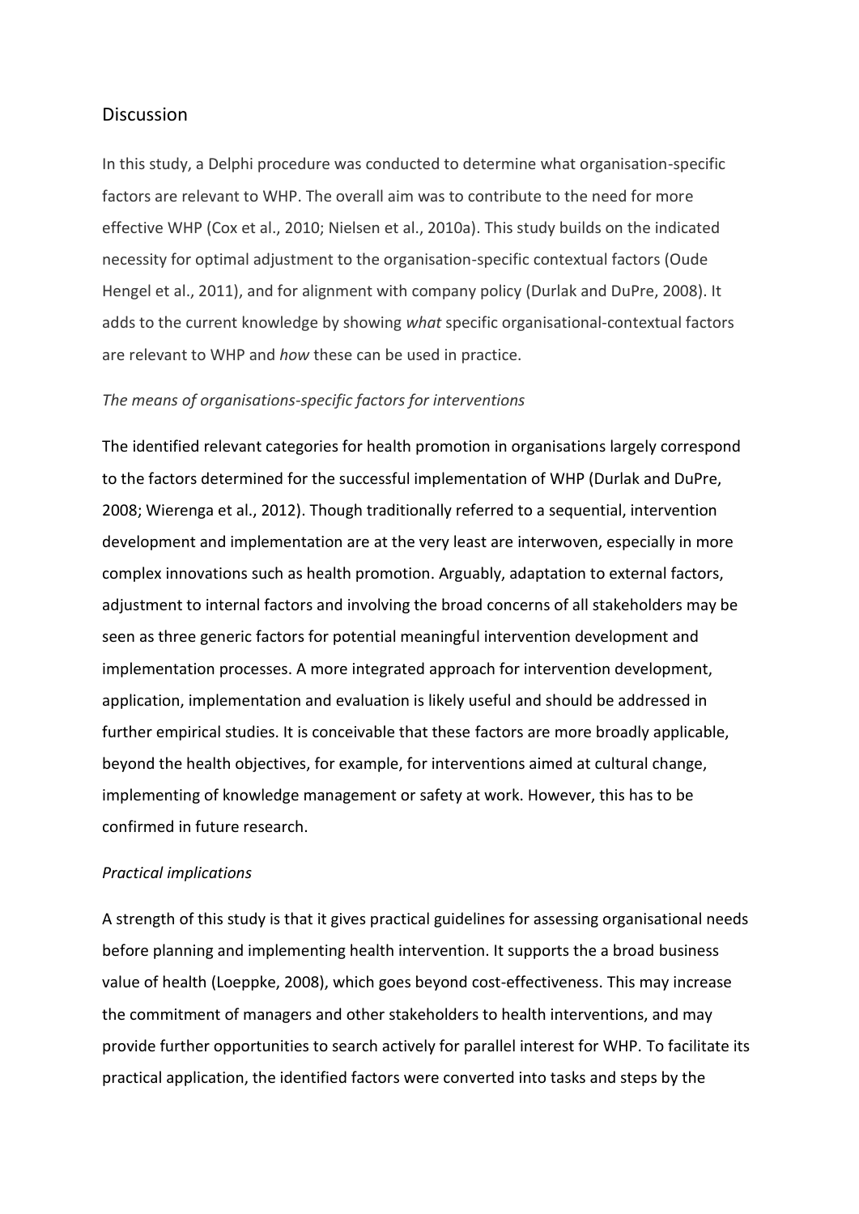## Discussion

In this study, a Delphi procedure was conducted to determine what organisation-specific factors are relevant to WHP. The overall aim was to contribute to the need for more effective WHP (Cox et al., 2010; Nielsen et al., 2010a). This study builds on the indicated necessity for optimal adjustment to the organisation-specific contextual factors (Oude Hengel et al., 2011), and for alignment with company policy (Durlak and DuPre, 2008). It adds to the current knowledge by showing *what* specific organisational-contextual factors are relevant to WHP and *how* these can be used in practice.

*The means of organisations-specific factors for interventions*

The identified relevant categories for health promotion in organisations largely correspond to the factors determined for the successful implementation of WHP (Durlak and DuPre, 2008; Wierenga et al., 2012). Though traditionally referred to a sequential, intervention development and implementation are at the very least are interwoven, especially in more complex innovations such as health promotion. Arguably, adaptation to external factors, adjustment to internal factors and involving the broad concerns of all stakeholders may be seen as three generic factors for potential meaningful intervention development and implementation processes. A more integrated approach for intervention development, application, implementation and evaluation is likely useful and should be addressed in further empirical studies. It is conceivable that these factors are more broadly applicable, beyond the health objectives, for example, for interventions aimed at cultural change, implementing of knowledge management or safety at work. However, this has to be confirmed in future research.

*Practical implications*

A strength of this study is that it gives practical guidelines for assessing organisational needs before planning and implementing health intervention. It supports the a broad business value of health (Loeppke, 2008), which goes beyond cost-effectiveness. This may increase the commitment of managers and other stakeholders to health interventions, and may provide further opportunities to search actively for parallel interest for WHP. To facilitate its practical application, the identified factors were converted into tasks and steps by the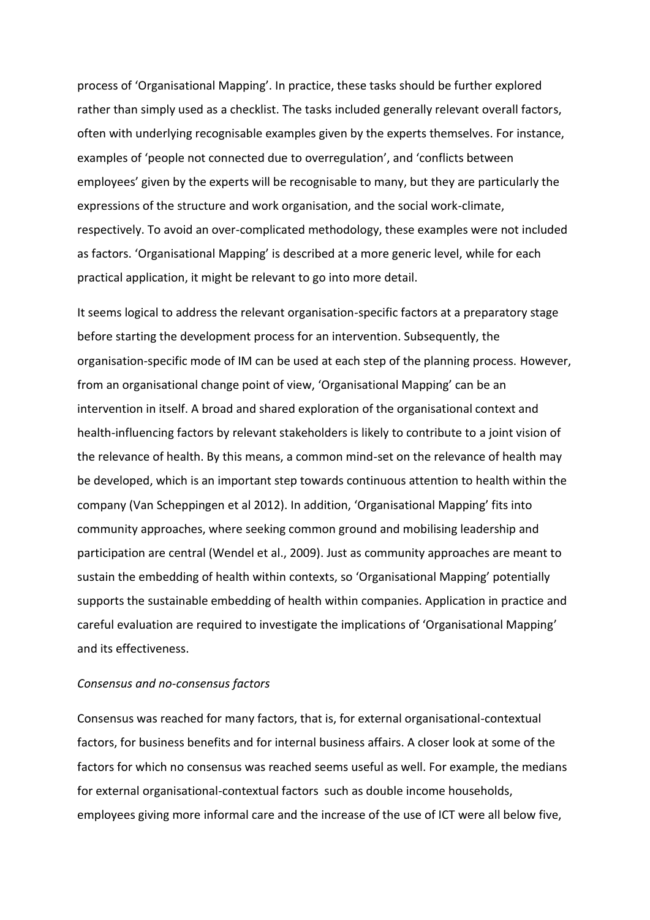process of 'Organisational Mapping'. In practice, these tasks should be further explored rather than simply used as a checklist. The tasks included generally relevant overall factors, often with underlying recognisable examples given by the experts themselves. For instance, examples of 'people not connected due to overregulation', and 'conflicts between employees' given by the experts will be recognisable to many, but they are particularly the expressions of the structure and work organisation, and the social work-climate, respectively. To avoid an over-complicated methodology, these examples were not included as factors. 'Organisational Mapping' is described at a more generic level, while for each practical application, it might be relevant to go into more detail.

It seems logical to address the relevant organisation-specific factors at a preparatory stage before starting the development process for an intervention. Subsequently, the organisation-specific mode of IM can be used at each step of the planning process. However, from an organisational change point of view, 'Organisational Mapping' can be an intervention in itself. A broad and shared exploration of the organisational context and health-influencing factors by relevant stakeholders is likely to contribute to a joint vision of the relevance of health. By this means, a common mind-set on the relevance of health may be developed, which is an important step towards continuous attention to health within the company (Van Scheppingen et al 2012). In addition, 'Organisational Mapping' fits into community approaches, where seeking common ground and mobilising leadership and participation are central (Wendel et al., 2009). Just as community approaches are meant to sustain the embedding of health within contexts, so 'Organisational Mapping' potentially supports the sustainable embedding of health within companies. Application in practice and careful evaluation are required to investigate the implications of 'Organisational Mapping' and its effectiveness.

*Consensus and no-consensus factors*

Consensus was reached for many factors, that is, for external organisational-contextual factors, for business benefits and for internal business affairs. A closer look at some of the factors for which no consensus was reached seems useful as well. For example, the medians for external organisational-contextual factors such as double income households, employees giving more informal care and the increase of the use of ICT were all below five,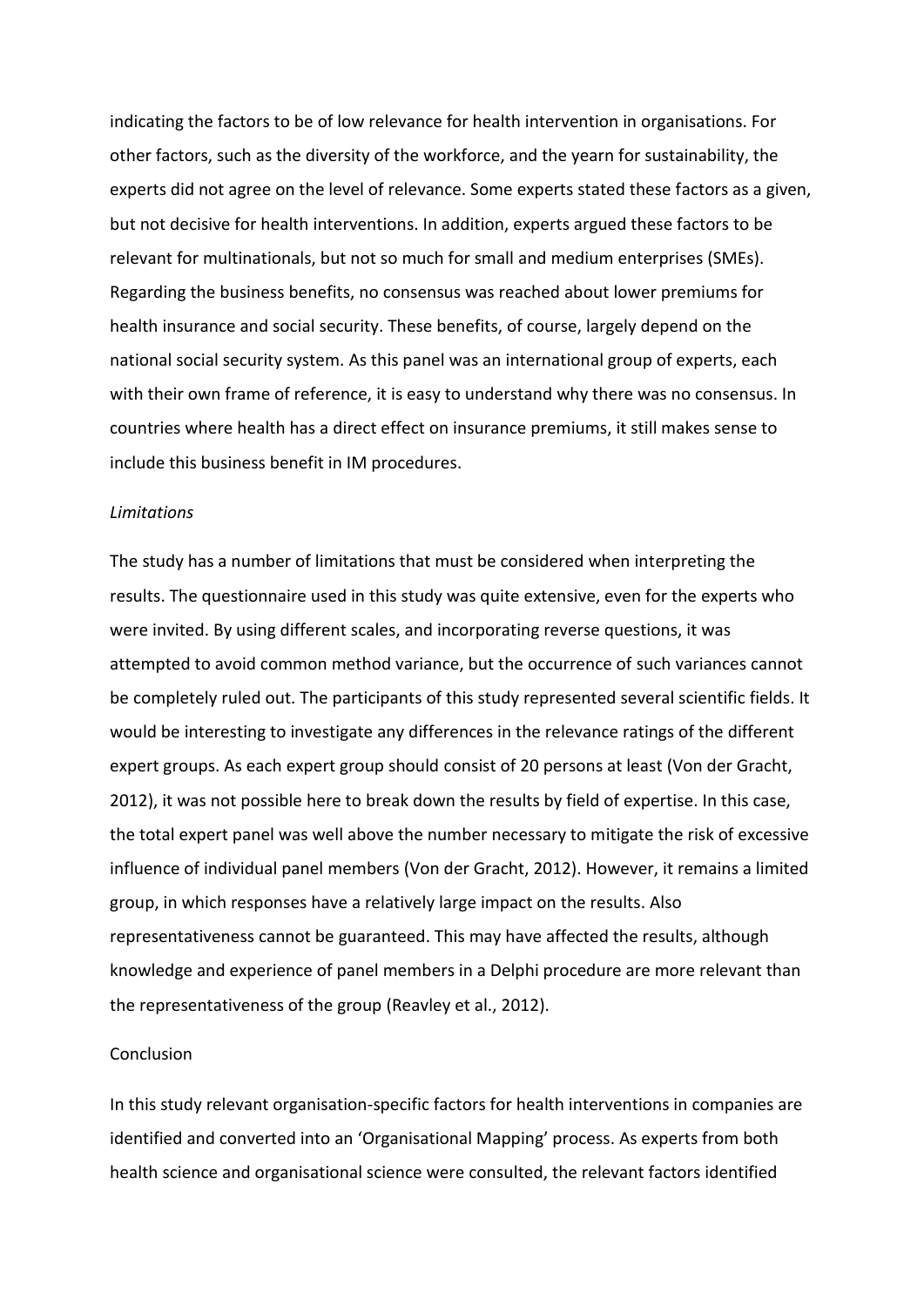indicating the factors to be of low relevance for health intervention in organisations. For other factors, such as the diversity of the workforce, and the yearn for sustainability, the experts did not agree on the level of relevance. Some experts stated these factors as a given, but not decisive for health interventions. In addition, experts argued these factors to be relevant for multinationals, but not so much for small and medium enterprises (SMEs). Regarding the business benefits, no consensus was reached about lower premiums for health insurance and social security. These benefits, of course, largely depend on the national social security system. As this panel was an international group of experts, each with their own frame of reference, it is easy to understand why there was no consensus. In countries where health has a direct effect on insurance premiums, it still makes sense to include this business benefit in IM procedures.

### *Limitations*

The study has a number of limitations that must be considered when interpreting the results. The questionnaire used in this study was quite extensive, even for the experts who were invited. By using different scales, and incorporating reverse questions, it was attempted to avoid common method variance, but the occurrence of such variances cannot be completely ruled out. The participants of this study represented several scientific fields. It would be interesting to investigate any differences in the relevance ratings of the different expert groups. As each expert group should consist of 20 persons at least (Von der Gracht, 2012), it was not possible here to break down the results by field of expertise. In this case, the total expert panel was well above the number necessary to mitigate the risk of excessive influence of individual panel members (Von der Gracht, 2012). However, it remains a limited group, in which responses have a relatively large impact on the results. Also representativeness cannot be guaranteed. This may have affected the results, although knowledge and experience of panel members in a Delphi procedure are more relevant than the representativeness of the group (Reavley et al., 2012).

## Conclusion

In this study relevant organisation-specific factors for health interventions in companies are identified and converted into an 'Organisational Mapping' process. As experts from both health science and organisational science were consulted, the relevant factors identified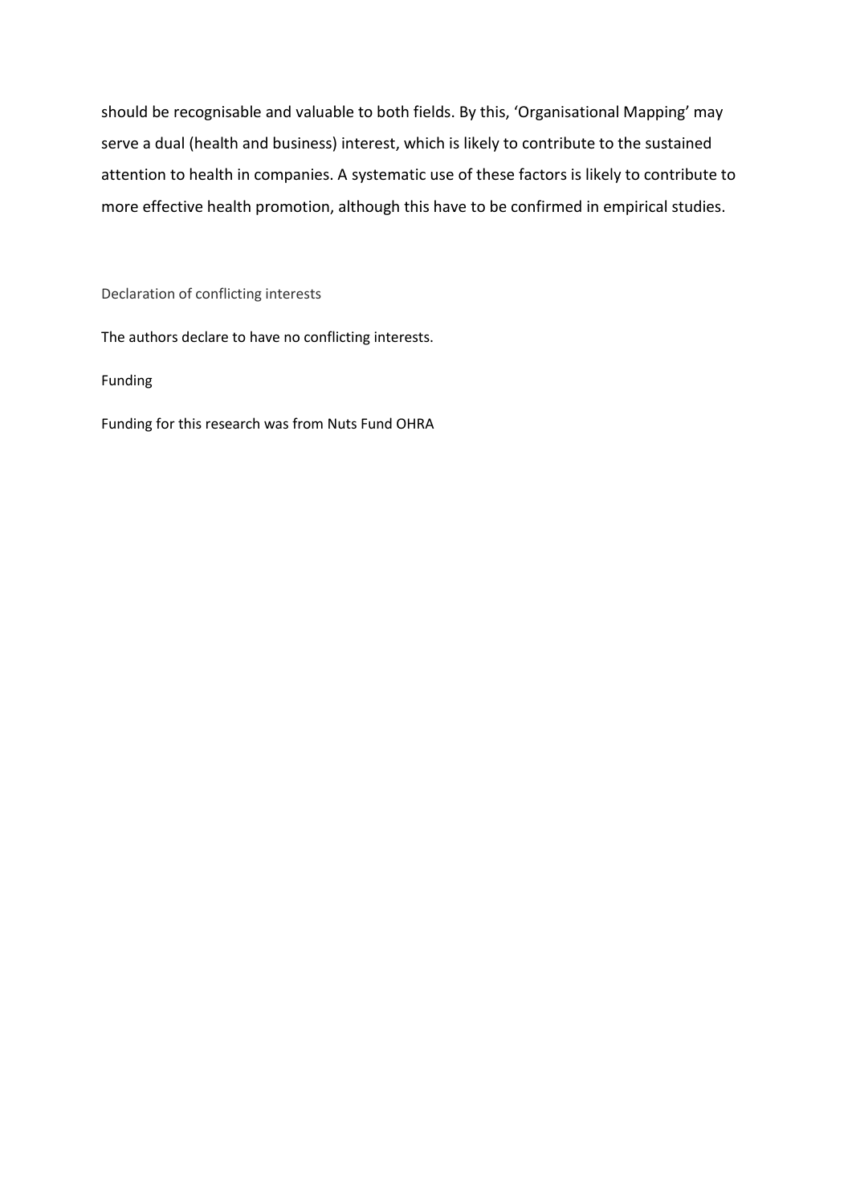should be recognisable and valuable to both fields. By this, 'Organisational Mapping' may serve a dual (health and business) interest, which is likely to contribute to the sustained attention to health in companies. A systematic use of these factors is likely to contribute to more effective health promotion, although this have to be confirmed in empirical studies.

## Declaration of conflicting interests

The authors declare to have no conflicting interests.

## Funding

Funding for this research was from Nuts Fund OHRA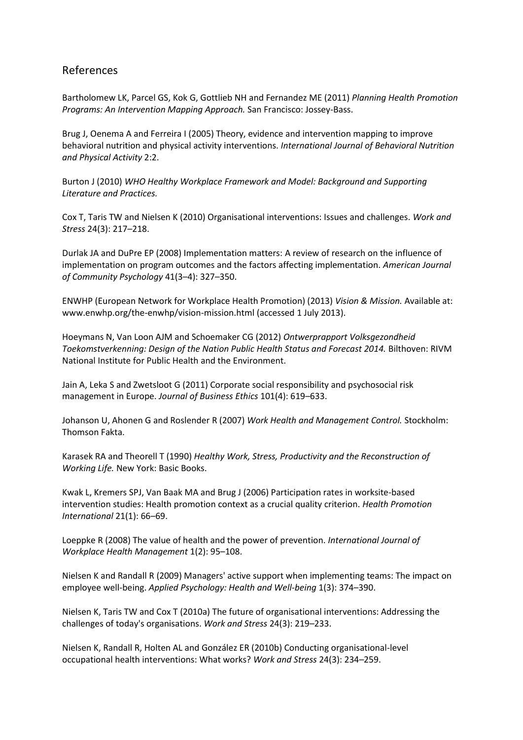## References

Bartholomew LK, Parcel GS, Kok G, Gottlieb NH and Fernandez ME (2011) *Planning Health Promotion Programs: An Intervention Mapping Approach.* San Francisco: Jossey-Bass.

Brug J, Oenema A and Ferreira I (2005) Theory, evidence and intervention mapping to improve behavioral nutrition and physical activity interventions. *International Journal of Behavioral Nutrition and Physical Activity* 2:2.

Burton J (2010) *WHO Healthy Workplace Framework and Model: Background and Supporting Literature and Practices.*

Cox T, Taris TW and Nielsen K (2010) Organisational interventions: Issues and challenges. *Work and Stress* 24(3): 217–218.

Durlak JA and DuPre EP (2008) Implementation matters: A review of research on the influence of implementation on program outcomes and the factors affecting implementation. *American Journal of Community Psychology* 41(3–4): 327–350.

ENWHP (European Network for Workplace Health Promotion) (2013) *Vision & Mission.* Available at: www.enwhp.org/the-enwhp/vision-mission.html (accessed 1 July 2013).

Hoeymans N, Van Loon AJM and Schoemaker CG (2012) *Ontwerprapport Volksgezondheid Toekomstverkenning: Design of the Nation Public Health Status and Forecast 2014.* Bilthoven: RIVM National Institute for Public Health and the Environment.

Jain A, Leka S and Zwetsloot G (2011) Corporate social responsibility and psychosocial risk management in Europe. *Journal of Business Ethics* 101(4): 619–633.

Johanson U, Ahonen G and Roslender R (2007) *Work Health and Management Control.* Stockholm: Thomson Fakta.

Karasek RA and Theorell T (1990) *Healthy Work, Stress, Productivity and the Reconstruction of Working Life.* New York: Basic Books.

Kwak L, Kremers SPJ, Van Baak MA and Brug J (2006) Participation rates in worksite-based intervention studies: Health promotion context as a crucial quality criterion. *Health Promotion International* 21(1): 66–69.

Loeppke R (2008) The value of health and the power of prevention. *International Journal of Workplace Health Management* 1(2): 95–108.

Nielsen K and Randall R (2009) Managers' active support when implementing teams: The impact on employee well-being. *Applied Psychology: Health and Well-being* 1(3): 374–390.

Nielsen K, Taris TW and Cox T (2010a) The future of organisational interventions: Addressing the challenges of today's organisations. *Work and Stress* 24(3): 219–233.

Nielsen K, Randall R, Holten AL and González ER (2010b) Conducting organisational-level occupational health interventions: What works? *Work and Stress* 24(3): 234–259.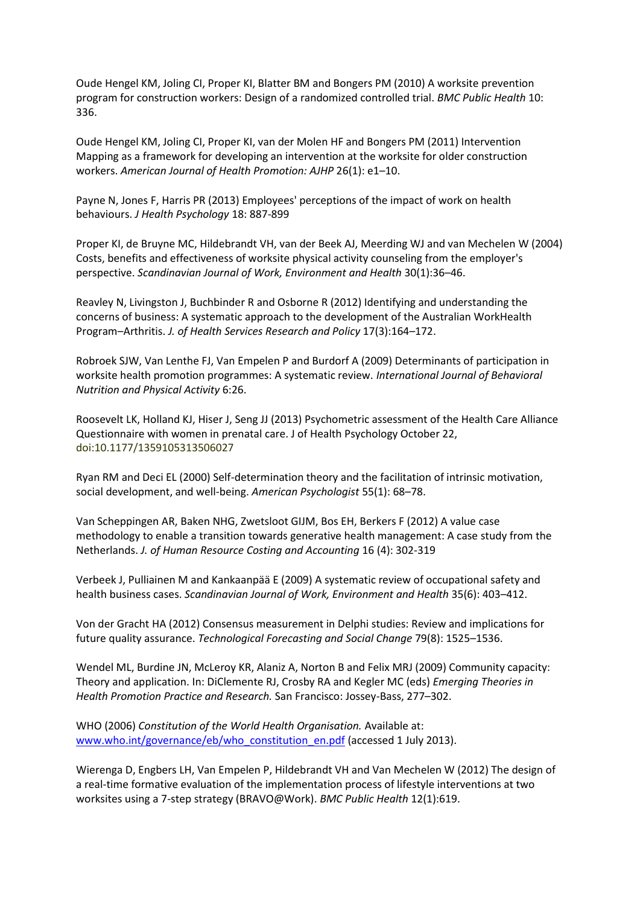Oude Hengel KM, Joling CI, Proper KI, Blatter BM and Bongers PM (2010) A worksite prevention program for construction workers: Design of a randomized controlled trial. *BMC Public Health* 10: 336.

Oude Hengel KM, Joling CI, Proper KI, van der Molen HF and Bongers PM (2011) Intervention Mapping as a framework for developing an intervention at the worksite for older construction workers. *American Journal of Health Promotion: AJHP* 26(1): e1–10.

Payne N, Jones F, Harris PR (2013) Employees' perceptions of the impact of work on health behaviours. *J Health Psychology* 18: 887-899

Proper KI, de Bruyne MC, Hildebrandt VH, van der Beek AJ, Meerding WJ and van Mechelen W (2004) Costs, benefits and effectiveness of worksite physical activity counseling from the employer's perspective. *Scandinavian Journal of Work, Environment and Health* 30(1):36–46.

Reavley N, Livingston J, Buchbinder R and Osborne R (2012) Identifying and understanding the concerns of business: A systematic approach to the development of the Australian WorkHealth Program–Arthritis. *J. of Health Services Research and Policy* 17(3):164–172.

Robroek SJW, Van Lenthe FJ, Van Empelen P and Burdorf A (2009) Determinants of participation in worksite health promotion programmes: A systematic review. *International Journal of Behavioral Nutrition and Physical Activity* 6:26.

Roosevelt LK, Holland KJ, Hiser J, Seng JJ (2013) Psychometric assessment of the Health Care Alliance Questionnaire with women in prenatal care. J of Health Psychology October 22, doi:10.1177/1359105313506027

Ryan RM and Deci EL (2000) Self-determination theory and the facilitation of intrinsic motivation, social development, and well-being. *American Psychologist* 55(1): 68–78.

Van Scheppingen AR, Baken NHG, Zwetsloot GIJM, Bos EH, Berkers F (2012) A value case methodology to enable a transition towards generative health management: A case study from the Netherlands. *J. of Human Resource Costing and Accounting* 16 (4): 302-319

Verbeek J, Pulliainen M and Kankaanpää E (2009) A systematic review of occupational safety and health business cases. *Scandinavian Journal of Work, Environment and Health* 35(6): 403–412.

Von der Gracht HA (2012) Consensus measurement in Delphi studies: Review and implications for future quality assurance. *Technological Forecasting and Social Change* 79(8): 1525–1536.

Wendel ML, Burdine JN, McLeroy KR, Alaniz A, Norton B and Felix MRJ (2009) Community capacity: Theory and application. In: DiClemente RJ, Crosby RA and Kegler MC (eds) *Emerging Theories in Health Promotion Practice and Research.* San Francisco: Jossey-Bass, 277–302.

WHO (2006) *Constitution of the World Health Organisation.* Available at: www.who.int/governance/eb/who_constitution_en.pdf (accessed 1 July 2013).

Wierenga D, Engbers LH, Van Empelen P, Hildebrandt VH and Van Mechelen W (2012) The design of a real-time formative evaluation of the implementation process of lifestyle interventions at two worksites using a 7-step strategy (BRAVO@Work). *BMC Public Health* 12(1):619.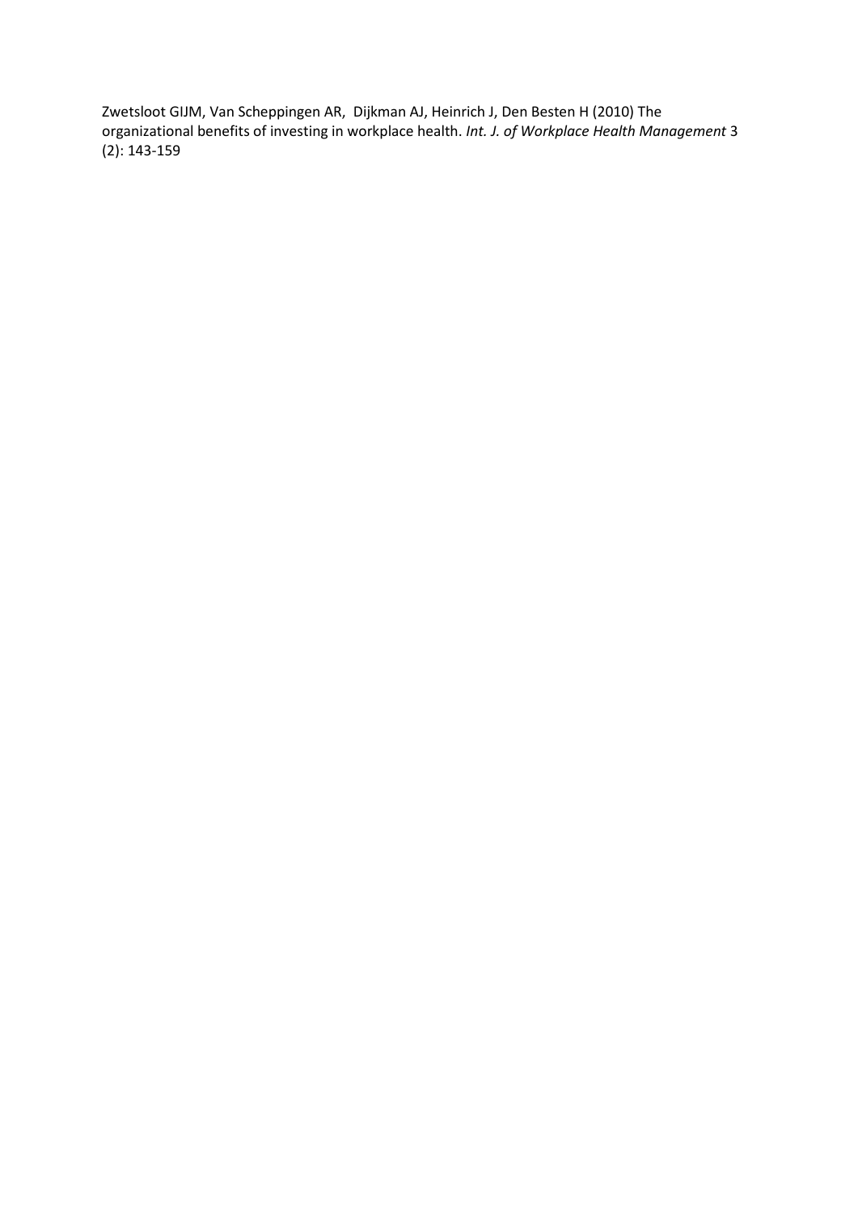Zwetsloot GIJM, Van Scheppingen AR, Dijkman AJ, Heinrich J, Den Besten H (2010) The organizational benefits of investing in workplace health. *Int. J. of Workplace Health Management* 3 (2): 143-159